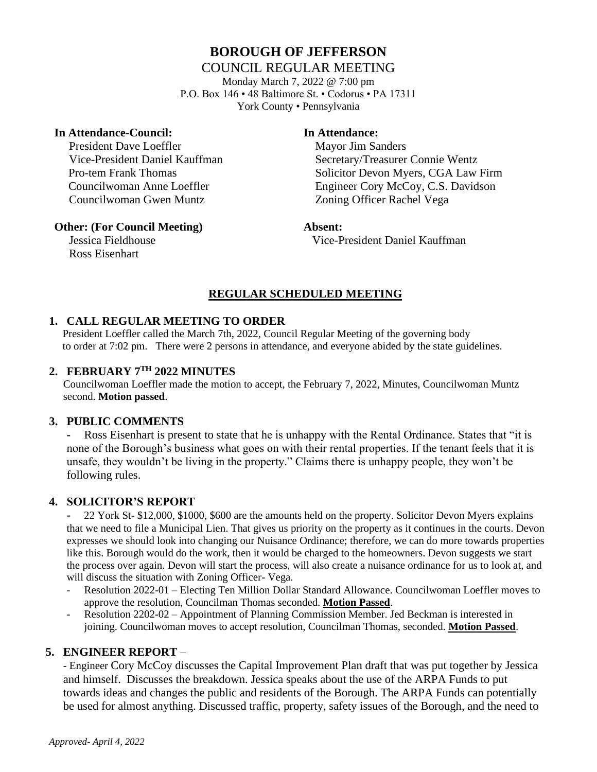# BOROUGH OF JEFFERSON

## COUNCIL REGULAR MEETING

Monday March 7, 2022 @ 7:00 pm
P.O. Box 146 • 48 Baltimore St. • Codorus • PA 17311
York County • Pennsylvania

**In Attendance-Council:**
President Dave Loeffler
Vice-President Daniel Kauffman
Pro-tem Frank Thomas
Councilwoman Anne Loeffler
Councilwoman Gwen Muntz

**In Attendance:**
Mayor Jim Sanders
Secretary/Treasurer Connie Wentz
Solicitor Devon Myers, CGA Law Firm
Engineer Cory McCoy, C.S. Davidson
Zoning Officer Rachel Vega

**Other: (For Council Meeting)**
Jessica Fieldhouse
Ross Eisenhart

**Absent:**
Vice-President Daniel Kauffman

## REGULAR SCHEDULED MEETING

### 1. CALL REGULAR MEETING TO ORDER

President Loeffler called the March 7th, 2022, Council Regular Meeting of the governing body to order at 7:02 pm. There were 2 persons in attendance, and everyone abided by the state guidelines.

### 2. FEBRUARY 7TH 2022 MINUTES

Councilwoman Loeffler made the motion to accept, the February 7, 2022, Minutes, Councilwoman Muntz second. **Motion passed**.

### 3. PUBLIC COMMENTS

- Ross Eisenhart is present to state that he is unhappy with the Rental Ordinance. States that "it is none of the Borough's business what goes on with their rental properties. If the tenant feels that it is unsafe, they wouldn't be living in the property." Claims there is unhappy people, they won't be following rules.

### 4. SOLICITOR'S REPORT

- 22 York St- $12,000, $1000, $600 are the amounts held on the property. Solicitor Devon Myers explains that we need to file a Municipal Lien. That gives us priority on the property as it continues in the courts. Devon expresses we should look into changing our Nuisance Ordinance; therefore, we can do more towards properties like this. Borough would do the work, then it would be charged to the homeowners. Devon suggests we start the process over again. Devon will start the process, will also create a nuisance ordinance for us to look at, and will discuss the situation with Zoning Officer- Vega.
- Resolution 2022-01 – Electing Ten Million Dollar Standard Allowance. Councilwoman Loeffler moves to approve the resolution, Councilman Thomas seconded. **Motion Passed**.
- Resolution 2202-02 – Appointment of Planning Commission Member. Jed Beckman is interested in joining. Councilwoman moves to accept resolution, Councilman Thomas, seconded. **Motion Passed**.

### 5. ENGINEER REPORT –

- Engineer Cory McCoy discusses the Capital Improvement Plan draft that was put together by Jessica and himself. Discusses the breakdown. Jessica speaks about the use of the ARPA Funds to put towards ideas and changes the public and residents of the Borough. The ARPA Funds can potentially be used for almost anything. Discussed traffic, property, safety issues of the Borough, and the need to

*Approved- April 4, 2022*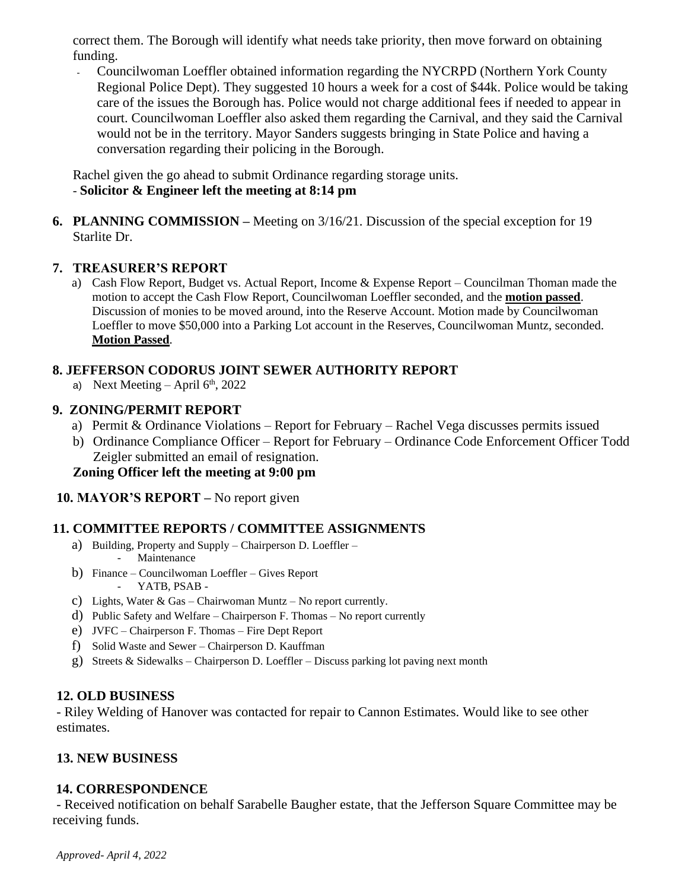correct them. The Borough will identify what needs take priority, then move forward on obtaining funding.

- Councilwoman Loeffler obtained information regarding the NYCRPD (Northern York County Regional Police Dept). They suggested 10 hours a week for a cost of $44k. Police would be taking care of the issues the Borough has. Police would not charge additional fees if needed to appear in court. Councilwoman Loeffler also asked them regarding the Carnival, and they said the Carnival would not be in the territory. Mayor Sanders suggests bringing in State Police and having a conversation regarding their policing in the Borough.

Rachel given the go ahead to submit Ordinance regarding storage units.

- **Solicitor & Engineer left the meeting at 8:14 pm**

**6. PLANNING COMMISSION –** Meeting on 3/16/21. Discussion of the special exception for 19 Starlite Dr.

**7. TREASURER'S REPORT**

a) Cash Flow Report, Budget vs. Actual Report, Income & Expense Report – Councilman Thoman made the motion to accept the Cash Flow Report, Councilwoman Loeffler seconded, and the **motion passed**. Discussion of monies to be moved around, into the Reserve Account. Motion made by Councilwoman Loeffler to move $50,000 into a Parking Lot account in the Reserves, Councilwoman Muntz, seconded. **Motion Passed**.

**8. JEFFERSON CODORUS JOINT SEWER AUTHORITY REPORT**

a) Next Meeting – April 6th, 2022

**9. ZONING/PERMIT REPORT**

a) Permit & Ordinance Violations – Report for February – Rachel Vega discusses permits issued

b) Ordinance Compliance Officer – Report for February – Ordinance Code Enforcement Officer Todd Zeigler submitted an email of resignation.

**Zoning Officer left the meeting at 9:00 pm**

**10. MAYOR'S REPORT –** No report given

**11. COMMITTEE REPORTS / COMMITTEE ASSIGNMENTS**

a) Building, Property and Supply – Chairperson D. Loeffler –
   - Maintenance

b) Finance – Councilwoman Loeffler – Gives Report
   - YATB, PSAB -

c) Lights, Water & Gas – Chairwoman Muntz – No report currently.

d) Public Safety and Welfare – Chairperson F. Thomas – No report currently

e) JVFC – Chairperson F. Thomas – Fire Dept Report

f) Solid Waste and Sewer – Chairperson D. Kauffman

g) Streets & Sidewalks – Chairperson D. Loeffler – Discuss parking lot paving next month

**12. OLD BUSINESS**

- Riley Welding of Hanover was contacted for repair to Cannon Estimates. Would like to see other estimates.

**13. NEW BUSINESS**

**14. CORRESPONDENCE**

- Received notification on behalf Sarabelle Baugher estate, that the Jefferson Square Committee may be receiving funds.

*Approved- April 4, 2022*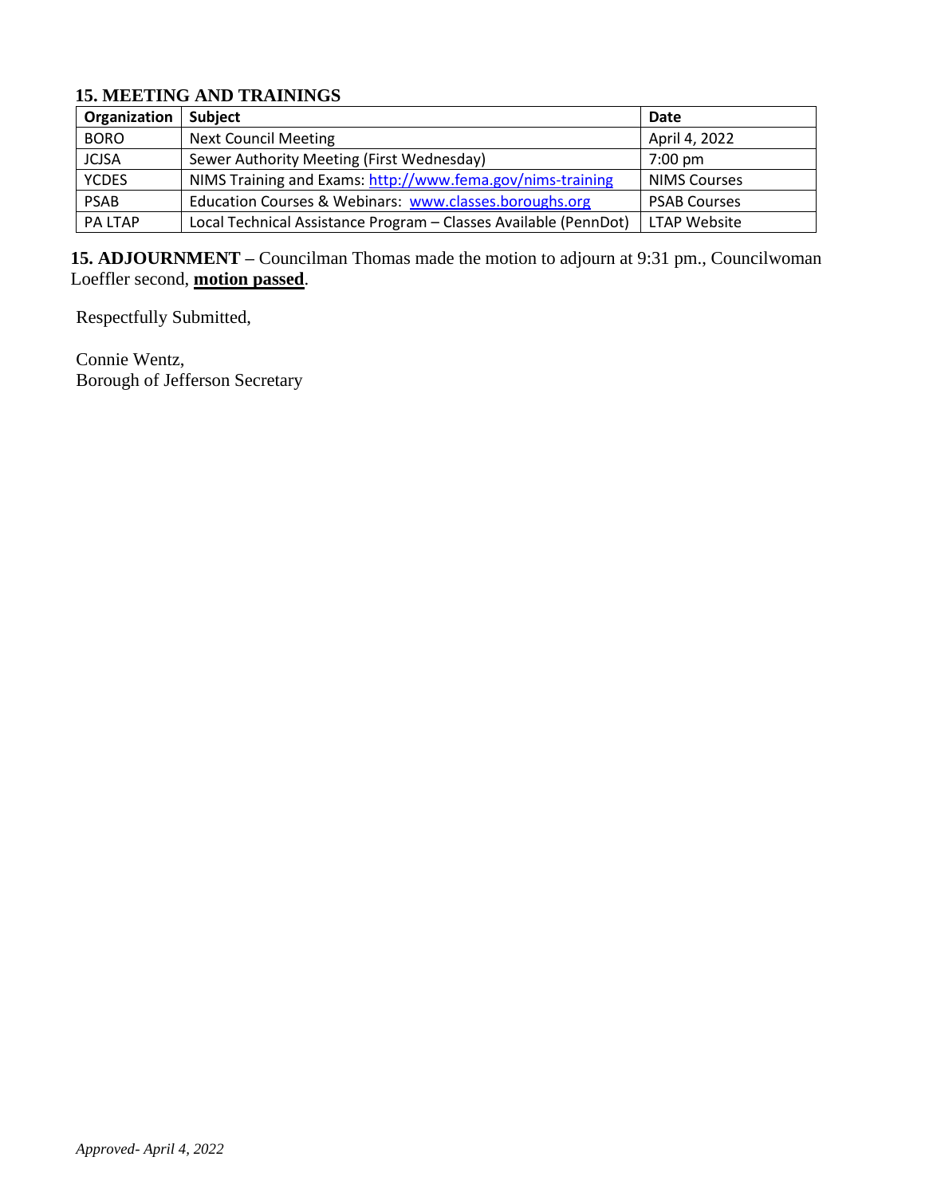## 15. MEETING AND TRAININGS

| Organization | Subject | Date |
|---|---|---|
| BORO | Next Council Meeting | April 4, 2022 |
| JCJSA | Sewer Authority Meeting (First Wednesday) | 7:00 pm |
| YCDES | NIMS Training and Exams: http://www.fema.gov/nims-training | NIMS Courses |
| PSAB | Education Courses & Webinars: www.classes.boroughs.org | PSAB Courses |
| PA LTAP | Local Technical Assistance Program – Classes Available (PennDot) | LTAP Website |

**15. ADJOURNMENT –** Councilman Thomas made the motion to adjourn at 9:31 pm., Councilwoman Loeffler second, **motion passed**.

Respectfully Submitted,

Connie Wentz,
Borough of Jefferson Secretary

*Approved- April 4, 2022*